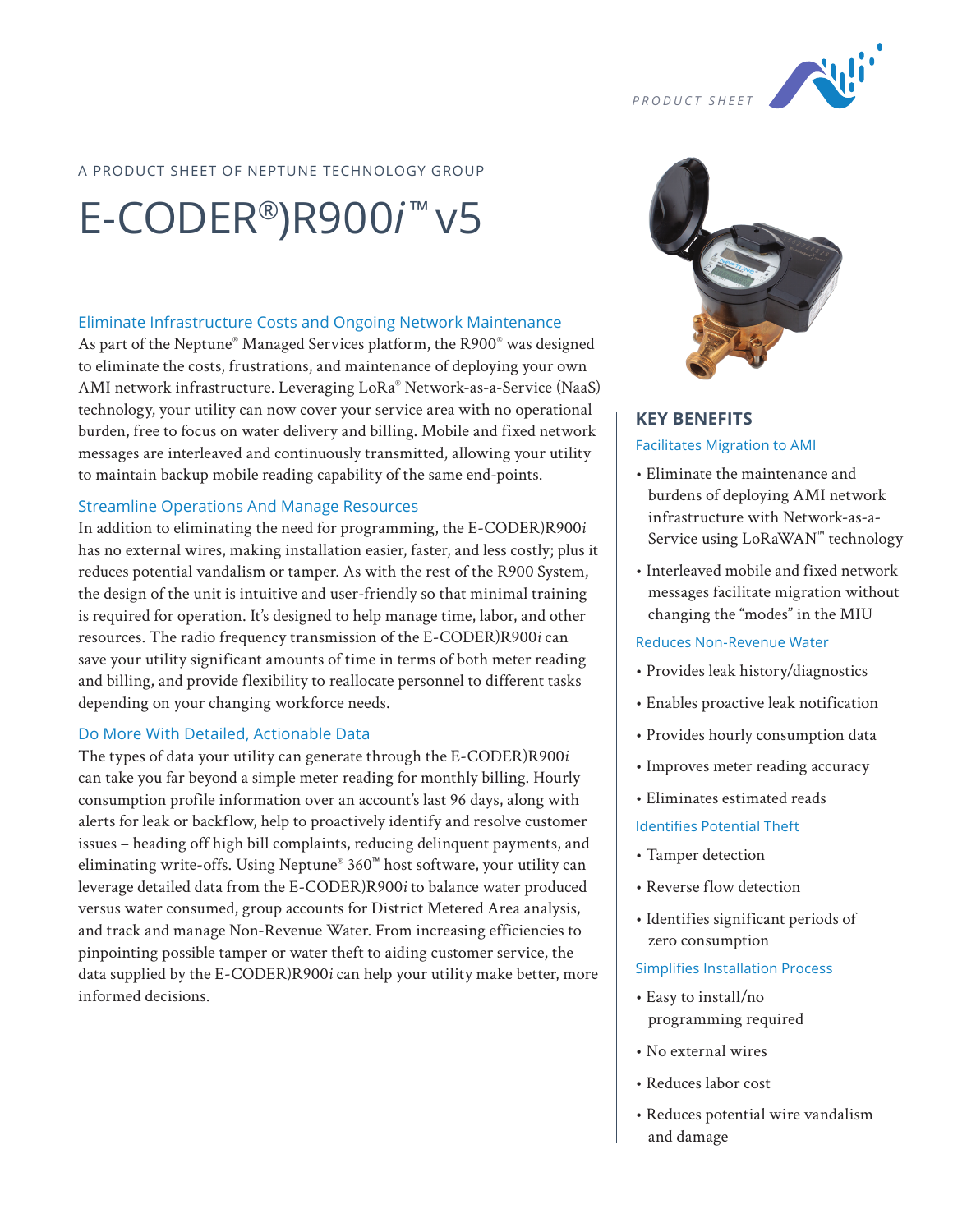PRODUCT SHEET

A PRODUCT SHEET OF NEPTUNE TECHNOLOGY GROUP

# E-CODER®)R900*i*™ v5

### Eliminate Infrastructure Costs and Ongoing Network Maintenance

As part of the Neptune® Managed Services platform, the R900® was designed to eliminate the costs, frustrations, and maintenance of deploying your own AMI network infrastructure. Leveraging LoRa® Network-as-a-Service (NaaS) technology, your utility can now cover your service area with no operational burden, free to focus on water delivery and billing. Mobile and fixed network messages are interleaved and continuously transmitted, allowing your utility to maintain backup mobile reading capability of the same end-points.

### Streamline Operations And Manage Resources

In addition to eliminating the need for programming, the E-CODER)R900*i* has no external wires, making installation easier, faster, and less costly; plus it reduces potential vandalism or tamper. As with the rest of the R900 System, the design of the unit is intuitive and user-friendly so that minimal training is required for operation. It's designed to help manage time, labor, and other resources. The radio frequency transmission of the E-CODER)R900*i* can save your utility significant amounts of time in terms of both meter reading and billing, and provide flexibility to reallocate personnel to different tasks depending on your changing workforce needs.

### Do More With Detailed, Actionable Data

The types of data your utility can generate through the E-CODER)R900*i* can take you far beyond a simple meter reading for monthly billing. Hourly consumption profile information over an account's last 96 days, along with alerts for leak or backflow, help to proactively identify and resolve customer issues – heading off high bill complaints, reducing delinquent payments, and eliminating write-offs. Using Neptune® 360™ host software, your utility can leverage detailed data from the E-CODER)R900*i* to balance water produced versus water consumed, group accounts for District Metered Area analysis, and track and manage Non-Revenue Water. From increasing efficiencies to pinpointing possible tamper or water theft to aiding customer service, the data supplied by the E-CODER)R900*i* can help your utility make better, more informed decisions.

## KEY BENEFITS

### Facilitates Migration to AMI

- Eliminate the maintenance and burdens of deploying AMI network infrastructure with Network-as-a-Service using LoRaWAN™ technology
- Interleaved mobile and fixed network messages facilitate migration without changing the "modes" in the MIU

### Reduces Non-Revenue Water

- Provides leak history/diagnostics
- Enables proactive leak notification
- Provides hourly consumption data
- Improves meter reading accuracy
- Eliminates estimated reads

### Identifies Potential Theft

- Tamper detection
- Reverse flow detection
- Identifies significant periods of zero consumption

### Simplifies Installation Process

- Easy to install/no programming required
- No external wires
- Reduces labor cost
- Reduces potential wire vandalism and damage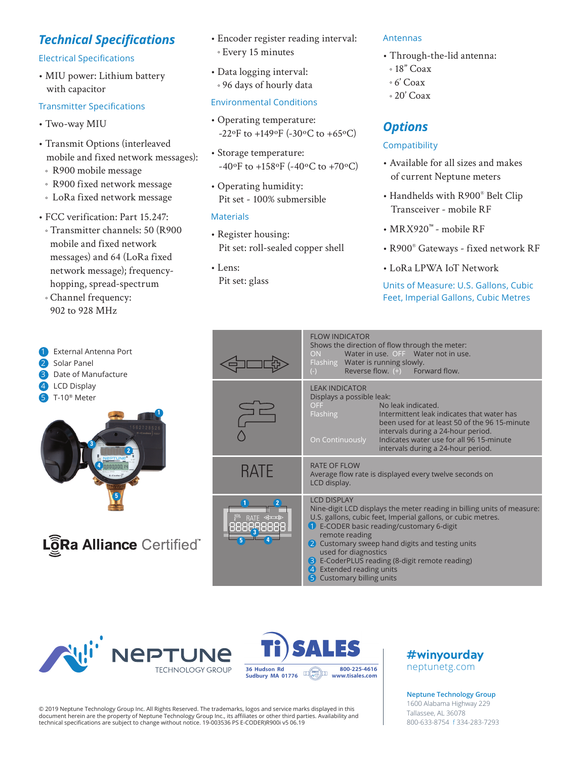## Technical Specifications

### Electrical Specifications

- MIU power: Lithium battery with capacitor

### Transmitter Specifications

- Two-way MIU
- Transmit Options (interleaved mobile and fixed network messages):
  - R900 mobile message
  - R900 fixed network message
  - LoRa fixed network message
- FCC verification: Part 15.247:
  - Transmitter channels: 50 (R900 mobile and fixed network messages) and 64 (LoRa fixed network message); frequency-hopping, spread-spectrum
  - Channel frequency: 902 to 928 MHz
- Encoder register reading interval:
  - Every 15 minutes
- Data logging interval:
  - 96 days of hourly data

### Environmental Conditions

- Operating temperature: -22ºF to +149ºF (-30ºC to +65ºC)
- Storage temperature: -40ºF to +158ºF (-40ºC to +70ºC)
- Operating humidity: Pit set - 100% submersible

### Materials

- Register housing: Pit set: roll-sealed copper shell
- Lens: Pit set: glass

### Antennas

- Through-the-lid antenna:
  - 18" Coax
  - 6' Coax
  - 20' Coax

## Options

### Compatibility

- Available for all sizes and makes of current Neptune meters
- Handhelds with R900® Belt Clip Transceiver - mobile RF
- MRX920™ - mobile RF
- R900® Gateways - fixed network RF
- LoRa LPWA IoT Network

### Units of Measure: U.S. Gallons, Cubic Feet, Imperial Gallons, Cubic Metres

1. External Antenna Port
2. Solar Panel
3. Date of Manufacture
4. LCD Display
5. T-10® Meter

LoRa Alliance Certified™

| | |
|---|---|
| | FLOW INDICATOR<br>Shows the direction of flow through the meter:<br>ON Water in use. OFF Water not in use.<br>Flashing Water is running slowly.<br>(-) Reverse flow. (+) Forward flow. |
| | LEAK INDICATOR<br>Displays a possible leak:<br>OFF No leak indicated.<br>Flashing Intermittent leak indicates that water has been used for at least 50 of the 96 15-minute intervals during a 24-hour period.<br>On Continuously Indicates water use for all 96 15-minute intervals during a 24-hour period. |
| RATE | RATE OF FLOW<br>Average flow rate is displayed every twelve seconds on LCD display. |
| | LCD DISPLAY<br>Nine-digit LCD displays the meter reading in billing units of measure: U.S. gallons, cubic feet, Imperial gallons, or cubic metres.<br>1 E-CODER basic reading/customary 6-digit remote reading<br>2 Customary sweep hand digits and testing units used for diagnostics<br>3 E-CoderPLUS reading (8-digit remote reading)<br>4 Extended reading units<br>5 Customary billing units |

NEPTUNE TECHNOLOGY GROUP

Ti SALES
36 Hudson Rd
Sudbury MA 01776
800-225-4616
www.tisales.com

#winyourday
neptunetg.com

**Neptune Technology Group**
1600 Alabama Highway 229
Tallassee, AL 36078
800-633-8754 f 334-283-7293

© 2019 Neptune Technology Group Inc. All Rights Reserved. The trademarks, logos and service marks displayed in this document herein are the property of Neptune Technology Group Inc., its affiliates or other third parties. Availability and technical specifications are subject to change without notice. 19-003536 PS E-CODER)R900i v5 06.19